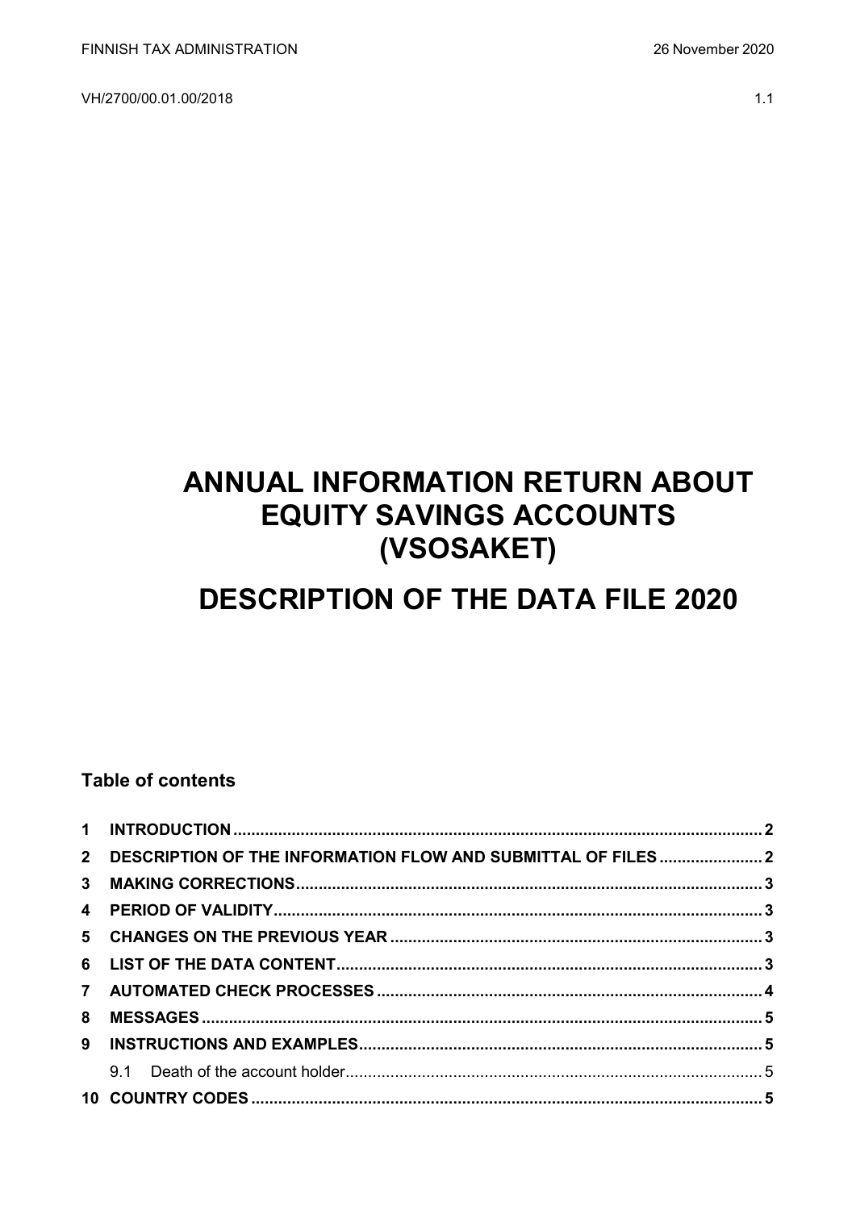# ANNUAL INFORMATION RETURN ABOUT EQUITY SAVINGS ACCOUNTS (VSOSAKET)

# DESCRIPTION OF THE DATA FILE 2020

### Table of contents

1 INTRODUCTION ..... 2
2 DESCRIPTION OF THE INFORMATION FLOW AND SUBMITTAL OF FILES ..... 2
3 MAKING CORRECTIONS ..... 3
4 PERIOD OF VALIDITY ..... 3
5 CHANGES ON THE PREVIOUS YEAR ..... 3
6 LIST OF THE DATA CONTENT ..... 3
7 AUTOMATED CHECK PROCESSES ..... 4
8 MESSAGES ..... 5
9 INSTRUCTIONS AND EXAMPLES ..... 5
  9.1 Death of the account holder ..... 5
10 COUNTRY CODES ..... 5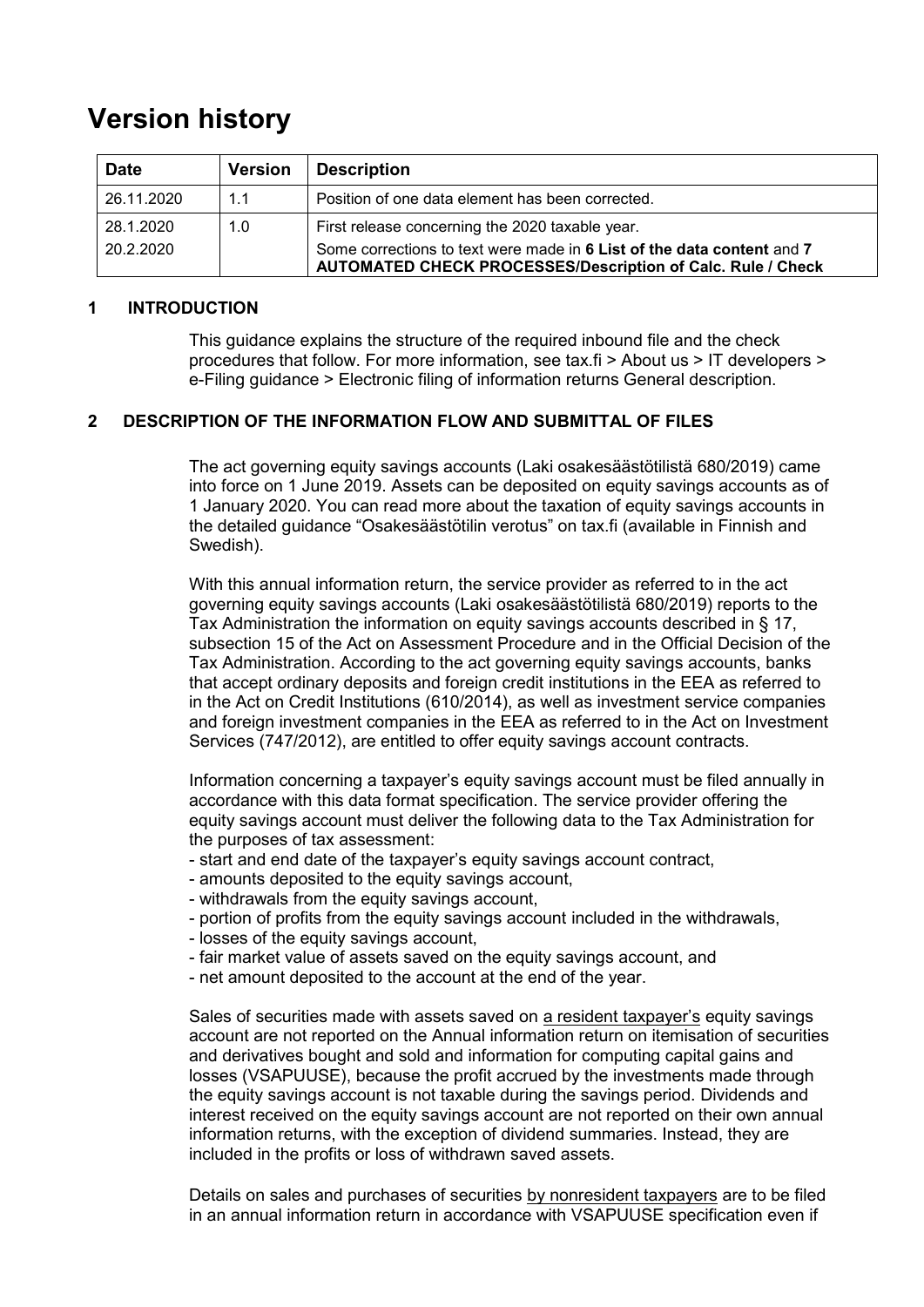# Version history

| Date | Version | Description |
|---|---|---|
| 26.11.2020 | 1.1 | Position of one data element has been corrected. |
| 28.1.2020<br>20.2.2020 | 1.0 | First release concerning the 2020 taxable year.<br>Some corrections to text were made in **6 List of the data content** and **7 AUTOMATED CHECK PROCESSES/Description of Calc. Rule / Check** |

## 1 INTRODUCTION

This guidance explains the structure of the required inbound file and the check procedures that follow. For more information, see tax.fi > About us > IT developers > e-Filing guidance > Electronic filing of information returns General description.

## 2 DESCRIPTION OF THE INFORMATION FLOW AND SUBMITTAL OF FILES

The act governing equity savings accounts (Laki osakesäästötilistä 680/2019) came into force on 1 June 2019. Assets can be deposited on equity savings accounts as of 1 January 2020. You can read more about the taxation of equity savings accounts in the detailed guidance "Osakesäästötilin verotus" on tax.fi (available in Finnish and Swedish).

With this annual information return, the service provider as referred to in the act governing equity savings accounts (Laki osakesäästötilistä 680/2019) reports to the Tax Administration the information on equity savings accounts described in § 17, subsection 15 of the Act on Assessment Procedure and in the Official Decision of the Tax Administration. According to the act governing equity savings accounts, banks that accept ordinary deposits and foreign credit institutions in the EEA as referred to in the Act on Credit Institutions (610/2014), as well as investment service companies and foreign investment companies in the EEA as referred to in the Act on Investment Services (747/2012), are entitled to offer equity savings account contracts.

Information concerning a taxpayer's equity savings account must be filed annually in accordance with this data format specification. The service provider offering the equity savings account must deliver the following data to the Tax Administration for the purposes of tax assessment:

- start and end date of the taxpayer's equity savings account contract,
- amounts deposited to the equity savings account,
- withdrawals from the equity savings account,
- portion of profits from the equity savings account included in the withdrawals,
- losses of the equity savings account,
- fair market value of assets saved on the equity savings account, and
- net amount deposited to the account at the end of the year.

Sales of securities made with assets saved on a resident taxpayer's equity savings account are not reported on the Annual information return on itemisation of securities and derivatives bought and sold and information for computing capital gains and losses (VSAPUUSE), because the profit accrued by the investments made through the equity savings account is not taxable during the savings period. Dividends and interest received on the equity savings account are not reported on their own annual information returns, with the exception of dividend summaries. Instead, they are included in the profits or loss of withdrawn saved assets.

Details on sales and purchases of securities by nonresident taxpayers are to be filed in an annual information return in accordance with VSAPUUSE specification even if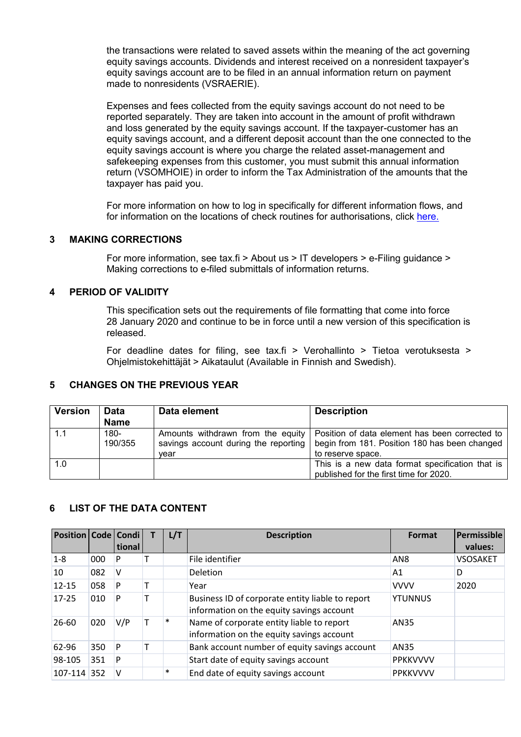the transactions were related to saved assets within the meaning of the act governing equity savings accounts. Dividends and interest received on a nonresident taxpayer's equity savings account are to be filed in an annual information return on payment made to nonresidents (VSRAERIE).

Expenses and fees collected from the equity savings account do not need to be reported separately. They are taken into account in the amount of profit withdrawn and loss generated by the equity savings account. If the taxpayer-customer has an equity savings account, and a different deposit account than the one connected to the equity savings account is where you charge the related asset-management and safekeeping expenses from this customer, you must submit this annual information return (VSOMHOIE) in order to inform the Tax Administration of the amounts that the taxpayer has paid you.

For more information on how to log in specifically for different information flows, and for information on the locations of check routines for authorisations, click [here.]

## 3 MAKING CORRECTIONS

For more information, see tax.fi > About us > IT developers > e-Filing guidance > Making corrections to e-filed submittals of information returns.

## 4 PERIOD OF VALIDITY

This specification sets out the requirements of file formatting that come into force 28 January 2020 and continue to be in force until a new version of this specification is released.

For deadline dates for filing, see tax.fi > Verohallinto > Tietoa verotuksesta > Ohjelmistokehittäjät > Aikataulut (Available in Finnish and Swedish).

## 5 CHANGES ON THE PREVIOUS YEAR

| Version | Data Name | Data element | Description |
|---|---|---|---|
| 1.1 | 180-190/355 | Amounts withdrawn from the equity savings account during the reporting year | Position of data element has been corrected to begin from 181. Position 180 has been changed to reserve space. |
| 1.0 | | | This is a new data format specification that is published for the first time for 2020. |

## 6 LIST OF THE DATA CONTENT

| Position | Code | Conditional | T | L/T | Description | Format | Permissible values: |
|---|---|---|---|---|---|---|---|
| 1-8 | 000 | P | T | | File identifier | AN8 | VSOSAKET |
| 10 | 082 | V | | | Deletion | A1 | D |
| 12-15 | 058 | P | T | | Year | VVVV | 2020 |
| 17-25 | 010 | P | T | | Business ID of corporate entity liable to report information on the equity savings account | YTUNNUS | |
| 26-60 | 020 | V/P | T | * | Name of corporate entity liable to report information on the equity savings account | AN35 | |
| 62-96 | 350 | P | T | | Bank account number of equity savings account | AN35 | |
| 98-105 | 351 | P | | | Start date of equity savings account | PPKKVVVV | |
| 107-114 | 352 | V | | * | End date of equity savings account | PPKKVVVV | |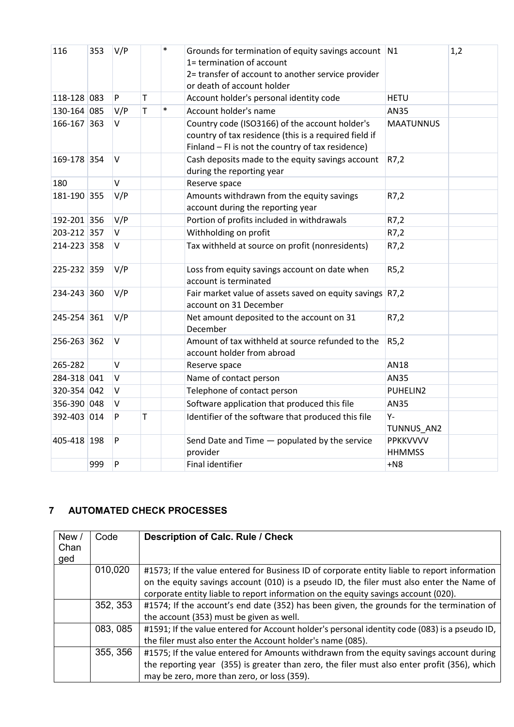| | | | | | | | |
|---|---|---|---|---|---|---|---|
| 116 | 353 | V/P | | * | Grounds for termination of equity savings account<br>1= termination of account<br>2= transfer of account to another service provider or death of account holder | N1 | 1,2 |
| 118-128 | 083 | P | T | | Account holder's personal identity code | HETU | |
| 130-164 | 085 | V/P | T | * | Account holder's name | AN35 | |
| 166-167 | 363 | V | | | Country code (ISO3166) of the account holder's country of tax residence (this is a required field if Finland – FI is not the country of tax residence) | MAATUNNUS | |
| 169-178 | 354 | V | | | Cash deposits made to the equity savings account during the reporting year | R7,2 | |
| 180 | | V | | | Reserve space | | |
| 181-190 | 355 | V/P | | | Amounts withdrawn from the equity savings account during the reporting year | R7,2 | |
| 192-201 | 356 | V/P | | | Portion of profits included in withdrawals | R7,2 | |
| 203-212 | 357 | V | | | Withholding on profit | R7,2 | |
| 214-223 | 358 | V | | | Tax withheld at source on profit (nonresidents) | R7,2 | |
| 225-232 | 359 | V/P | | | Loss from equity savings account on date when account is terminated | R5,2 | |
| 234-243 | 360 | V/P | | | Fair market value of assets saved on equity savings account on 31 December | R7,2 | |
| 245-254 | 361 | V/P | | | Net amount deposited to the account on 31 December | R7,2 | |
| 256-263 | 362 | V | | | Amount of tax withheld at source refunded to the account holder from abroad | R5,2 | |
| 265-282 | | V | | | Reserve space | AN18 | |
| 284-318 | 041 | V | | | Name of contact person | AN35 | |
| 320-354 | 042 | V | | | Telephone of contact person | PUHELIN2 | |
| 356-390 | 048 | V | | | Software application that produced this file | AN35 | |
| 392-403 | 014 | P | T | | Identifier of the software that produced this file | Y-TUNNUS_AN2 | |
| 405-418 | 198 | P | | | Send Date and Time — populated by the service provider | PPKKVVVV HHMMSS | |
| | 999 | P | | | Final identifier | +N8 | |

## 7 AUTOMATED CHECK PROCESSES

| New / Changed | Code | **Description of Calc. Rule / Check** |
|---|---|---|
| | 010,020 | #1573; If the value entered for Business ID of corporate entity liable to report information on the equity savings account (010) is a pseudo ID, the filer must also enter the Name of corporate entity liable to report information on the equity savings account (020). |
| | 352, 353 | #1574; If the account's end date (352) has been given, the grounds for the termination of the account (353) must be given as well. |
| | 083, 085 | #1591; If the value entered for Account holder's personal identity code (083) is a pseudo ID, the filer must also enter the Account holder's name (085). |
| | 355, 356 | #1575; If the value entered for Amounts withdrawn from the equity savings account during the reporting year (355) is greater than zero, the filer must also enter profit (356), which may be zero, more than zero, or loss (359). |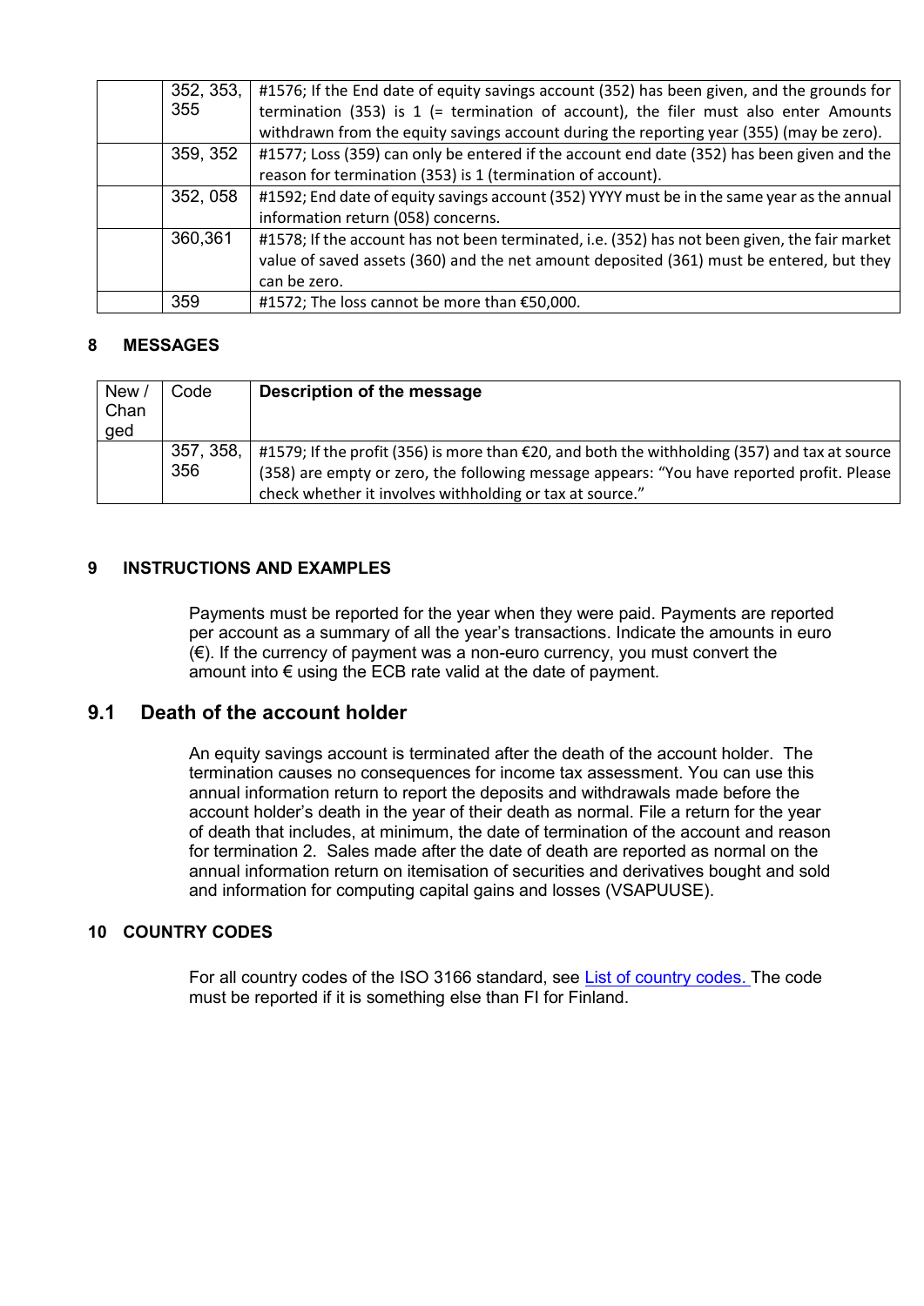| | | |
|---|---|---|
| | 352, 353, 355 | #1576; If the End date of equity savings account (352) has been given, and the grounds for termination (353) is 1 (= termination of account), the filer must also enter Amounts withdrawn from the equity savings account during the reporting year (355) (may be zero). |
| | 359, 352 | #1577; Loss (359) can only be entered if the account end date (352) has been given and the reason for termination (353) is 1 (termination of account). |
| | 352, 058 | #1592; End date of equity savings account (352) YYYY must be in the same year as the annual information return (058) concerns. |
| | 360,361 | #1578; If the account has not been terminated, i.e. (352) has not been given, the fair market value of saved assets (360) and the net amount deposited (361) must be entered, but they can be zero. |
| | 359 | #1572; The loss cannot be more than €50,000. |

## 8 MESSAGES

| New / Changed | Code | **Description of the message** |
|---|---|---|
| | 357, 358, 356 | #1579; If the profit (356) is more than €20, and both the withholding (357) and tax at source (358) are empty or zero, the following message appears: "You have reported profit. Please check whether it involves withholding or tax at source." |

## 9 INSTRUCTIONS AND EXAMPLES

Payments must be reported for the year when they were paid. Payments are reported per account as a summary of all the year's transactions. Indicate the amounts in euro (€). If the currency of payment was a non-euro currency, you must convert the amount into € using the ECB rate valid at the date of payment.

### 9.1 Death of the account holder

An equity savings account is terminated after the death of the account holder. The termination causes no consequences for income tax assessment. You can use this annual information return to report the deposits and withdrawals made before the account holder's death in the year of their death as normal. File a return for the year of death that includes, at minimum, the date of termination of the account and reason for termination 2. Sales made after the date of death are reported as normal on the annual information return on itemisation of securities and derivatives bought and sold and information for computing capital gains and losses (VSAPUUSE).

## 10 COUNTRY CODES

For all country codes of the ISO 3166 standard, see List of country codes. The code must be reported if it is something else than FI for Finland.